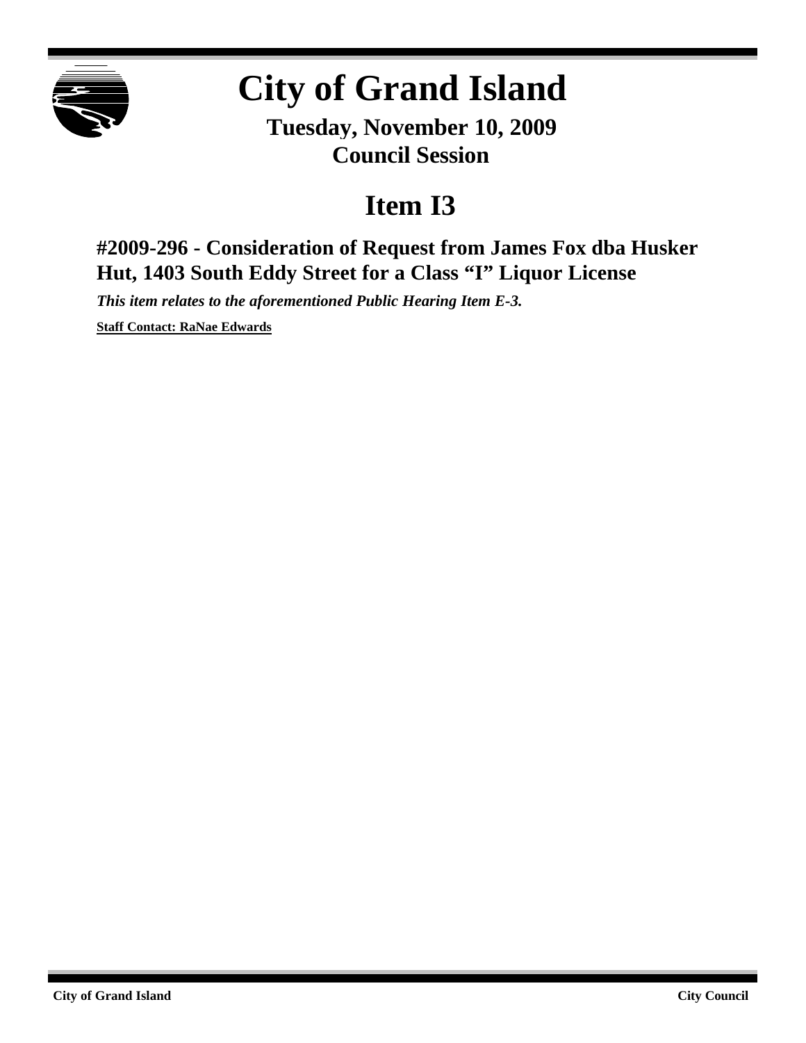# City of Grand Island

**Tuesday, November 10, 2009**
**Council Session**

## Item I3

### #2009-296 - Consideration of Request from James Fox dba Husker Hut, 1403 South Eddy Street for a Class "I" Liquor License

***This item relates to the aforementioned Public Hearing Item E-3.***

**Staff Contact: RaNae Edwards**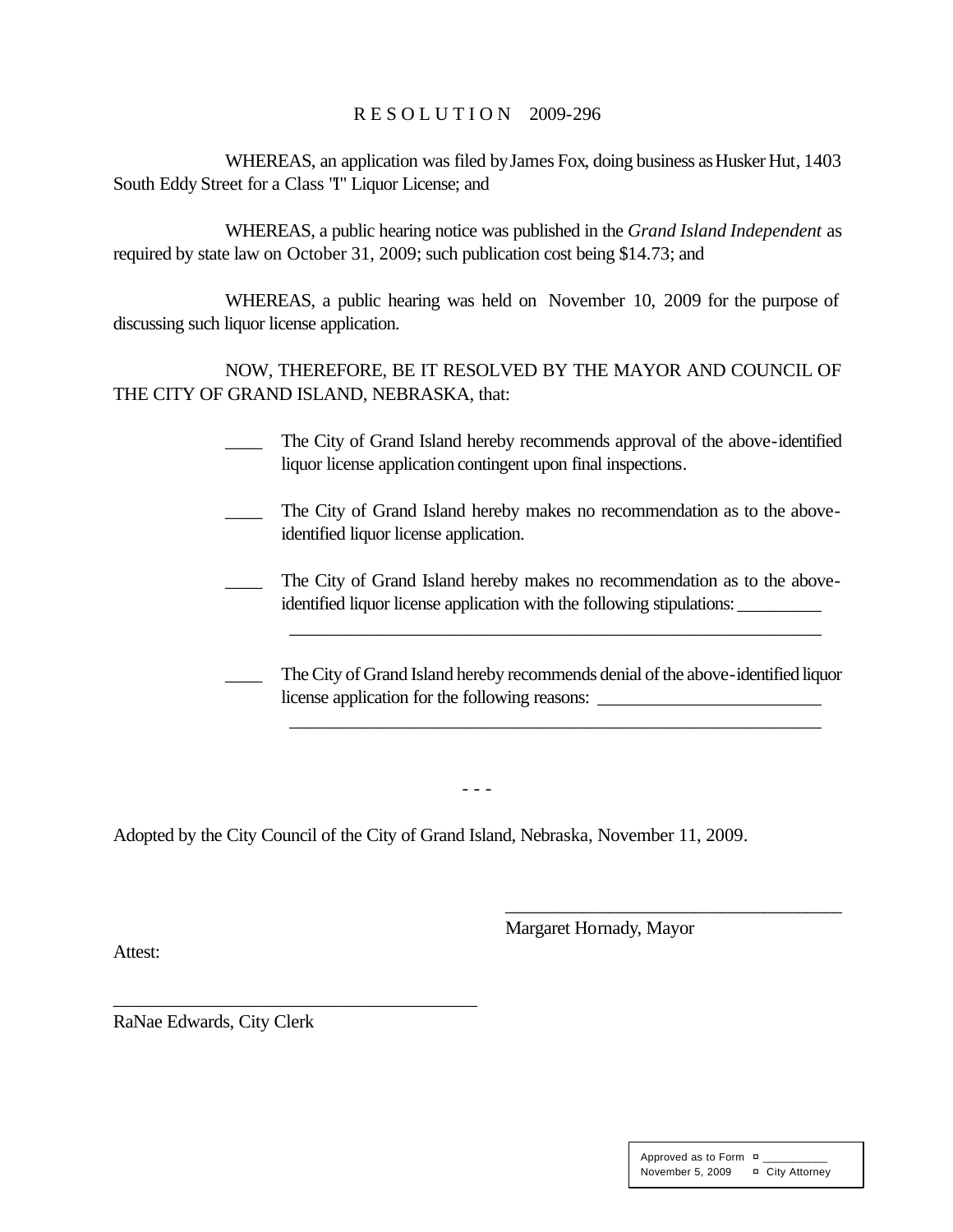# R E S O L U T I O N 2009-296

WHEREAS, an application was filed by James Fox, doing business as Husker Hut, 1403 South Eddy Street for a Class "I" Liquor License; and

WHEREAS, a public hearing notice was published in the *Grand Island Independent* as required by state law on October 31, 2009; such publication cost being $14.73; and

WHEREAS, a public hearing was held on November 10, 2009 for the purpose of discussing such liquor license application.

NOW, THEREFORE, BE IT RESOLVED BY THE MAYOR AND COUNCIL OF THE CITY OF GRAND ISLAND, NEBRASKA, that:

____ The City of Grand Island hereby recommends approval of the above-identified liquor license application contingent upon final inspections.

____ The City of Grand Island hereby makes no recommendation as to the above-identified liquor license application.

____ The City of Grand Island hereby makes no recommendation as to the above-identified liquor license application with the following stipulations: _________
_____________________________________________________________

____ The City of Grand Island hereby recommends denial of the above-identified liquor license application for the following reasons: ________________________
_____________________________________________________________

- - -

Adopted by the City Council of the City of Grand Island, Nebraska, November 11, 2009.

_____________________________________
Margaret Hornady, Mayor

Attest:

_________________________________________
RaNae Edwards, City Clerk

Approved as to Form ¤ __________
November 5, 2009 ¤ City Attorney